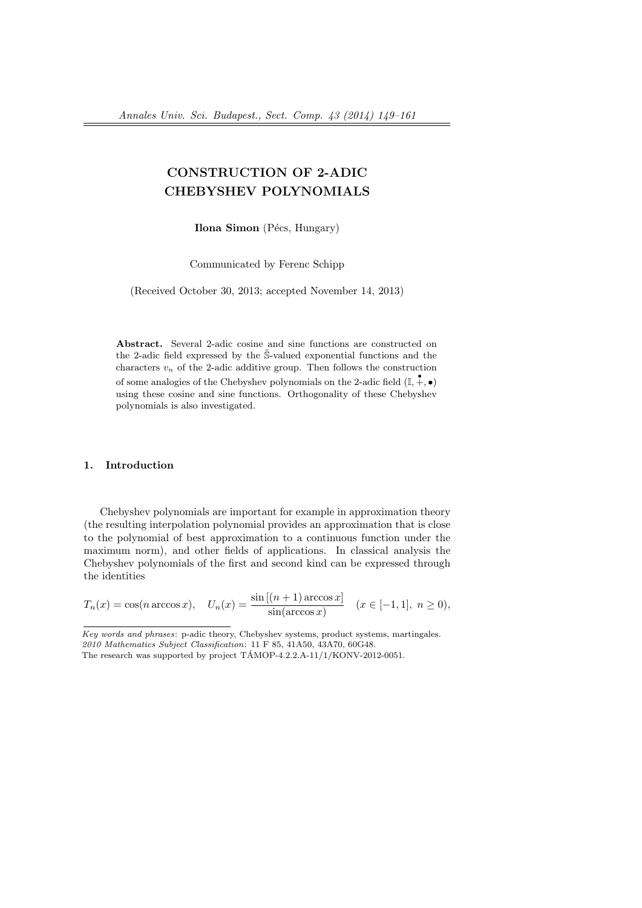# CONSTRUCTION OF 2-ADIC CHEBYSHEV POLYNOMIALS

**Ilona Simon** (Pécs, Hungary)

Communicated by Ferenc Schipp

(Received October 30, 2013; accepted November 14, 2013)

**Abstract.** Several 2-adic cosine and sine functions are constructed on the 2-adic field expressed by the $\tilde{\mathbb{S}}$-valued exponential functions and the characters $v_n$ of the 2-adic additive group. Then follows the construction of some analogies of the Chebyshev polynomials on the 2-adic field $(\mathbb{I}, \overset{\bullet}{+}, \bullet)$ using these cosine and sine functions. Orthogonality of these Chebyshev polynomials is also investigated.

## 1. Introduction

Chebyshev polynomials are important for example in approximation theory (the resulting interpolation polynomial provides an approximation that is close to the polynomial of best approximation to a continuous function under the maximum norm), and other fields of applications. In classical analysis the Chebyshev polynomials of the first and second kind can be expressed through the identities

$$T_n(x) = \cos(n \arccos x), \quad U_n(x) = \frac{\sin\left[(n+1)\arccos x\right]}{\sin(\arccos x)} \quad (x \in [-1, 1],\ n \geq 0),$$

*Key words and phrases*: p-adic theory, Chebyshev systems, product systems, martingales.
*2010 Mathematics Subject Classification*: 11 F 85, 41A50, 43A70, 60G48.
The research was supported by project TÁMOP-4.2.2.A-11/1/KONV-2012-0051.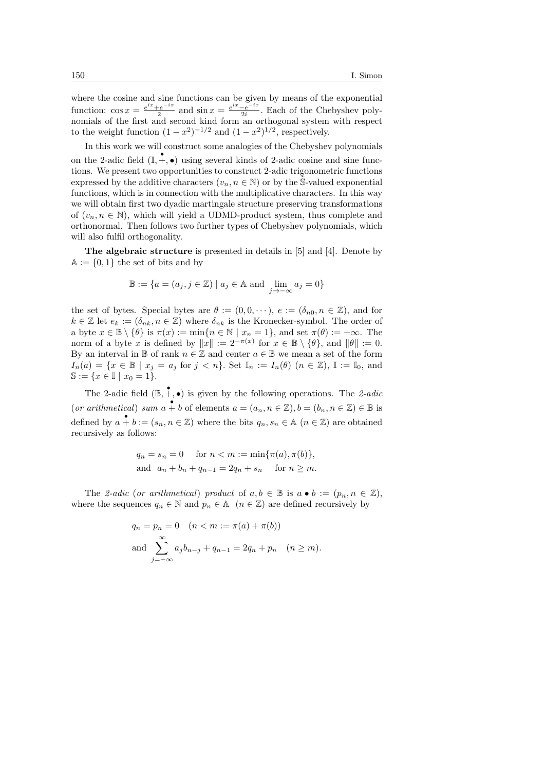where the cosine and sine functions can be given by means of the exponential function: $\cos x = \frac{e^{ix}+e^{-ix}}{2}$ and $\sin x = \frac{e^{ix}-e^{-ix}}{2i}$. Each of the Chebyshev polynomials of the first and second kind form an orthogonal system with respect to the weight function $(1-x^2)^{-1/2}$ and $(1-x^2)^{1/2}$, respectively.

In this work we will construct some analogies of the Chebyshev polynomials on the 2-adic field $(\mathbb{I}, \overset{\bullet}{+}, \bullet)$ using several kinds of 2-adic cosine and sine functions. We present two opportunities to construct 2-adic trigonometric functions expressed by the additive characters $(v_n, n \in \mathbb{N})$ or by the $\mathbb{S}$-valued exponential functions, which is in connection with the multiplicative characters. In this way we will obtain first two dyadic martingale structure preserving transformations of $(v_n, n \in \mathbb{N})$, which will yield a UDMD-product system, thus complete and orthonormal. Then follows two further types of Chebyshev polynomials, which will also fulfil orthogonality.

**The algebraic structure** is presented in details in [5] and [4]. Denote by $\mathbb{A} := \{0, 1\}$ the set of bits and by

$$\mathbb{B} := \{a = (a_j, j \in \mathbb{Z}) \mid a_j \in \mathbb{A} \text{ and } \lim_{j \to -\infty} a_j = 0\}$$

the set of bytes. Special bytes are $\theta := (0, 0, \cdots)$, $e := (\delta_{n0}, n \in \mathbb{Z})$, and for $k \in \mathbb{Z}$ let $e_k := (\delta_{nk}, n \in \mathbb{Z})$ where $\delta_{nk}$ is the Kronecker-symbol. The order of a byte $x \in \mathbb{B} \setminus \{\theta\}$ is $\pi(x) := \min\{n \in \mathbb{N} \mid x_n = 1\}$, and set $\pi(\theta) := +\infty$. The norm of a byte $x$ is defined by $\|x\| := 2^{-\pi(x)}$ for $x \in \mathbb{B} \setminus \{\theta\}$, and $\|\theta\| := 0$. By an interval in $\mathbb{B}$ of rank $n \in \mathbb{Z}$ and center $a \in \mathbb{B}$ we mean a set of the form $I_n(a) = \{x \in \mathbb{B} \mid x_j = a_j \text{ for } j < n\}$. Set $\mathbb{I}_n := I_n(\theta)$ $(n \in \mathbb{Z})$, $\mathbb{I} := \mathbb{I}_0$, and $\mathbb{S} := \{x \in \mathbb{I} \mid x_0 = 1\}$.

The 2-adic field $(\mathbb{B}, \overset{\bullet}{+}, \bullet)$ is given by the following operations. The *2-adic* (*or arithmetical*) *sum* $a \overset{\bullet}{+} b$ of elements $a = (a_n, n \in \mathbb{Z}), b = (b_n, n \in \mathbb{Z}) \in \mathbb{B}$ is defined by $a \overset{\bullet}{+} b := (s_n, n \in \mathbb{Z})$ where the bits $q_n, s_n \in \mathbb{A}$ $(n \in \mathbb{Z})$ are obtained recursively as follows:

$$\begin{aligned} &q_n = s_n = 0 \quad \text{ for } n < m := \min\{\pi(a), \pi(b)\}, \\ &\text{and } \ a_n + b_n + q_{n-1} = 2q_n + s_n \quad \text{ for } n \geq m. \end{aligned}$$

The *2-adic* (*or arithmetical*) *product* of $a, b \in \mathbb{B}$ is $a \bullet b := (p_n, n \in \mathbb{Z})$, where the sequences $q_n \in \mathbb{N}$ and $p_n \in \mathbb{A}$ $(n \in \mathbb{Z})$ are defined recursively by

$$\begin{aligned} &q_n = p_n = 0 \quad (n < m := \pi(a) + \pi(b)) \\ &\text{and } \sum_{j=-\infty}^{\infty} a_j b_{n-j} + q_{n-1} = 2q_n + p_n \quad (n \geq m). \end{aligned}$$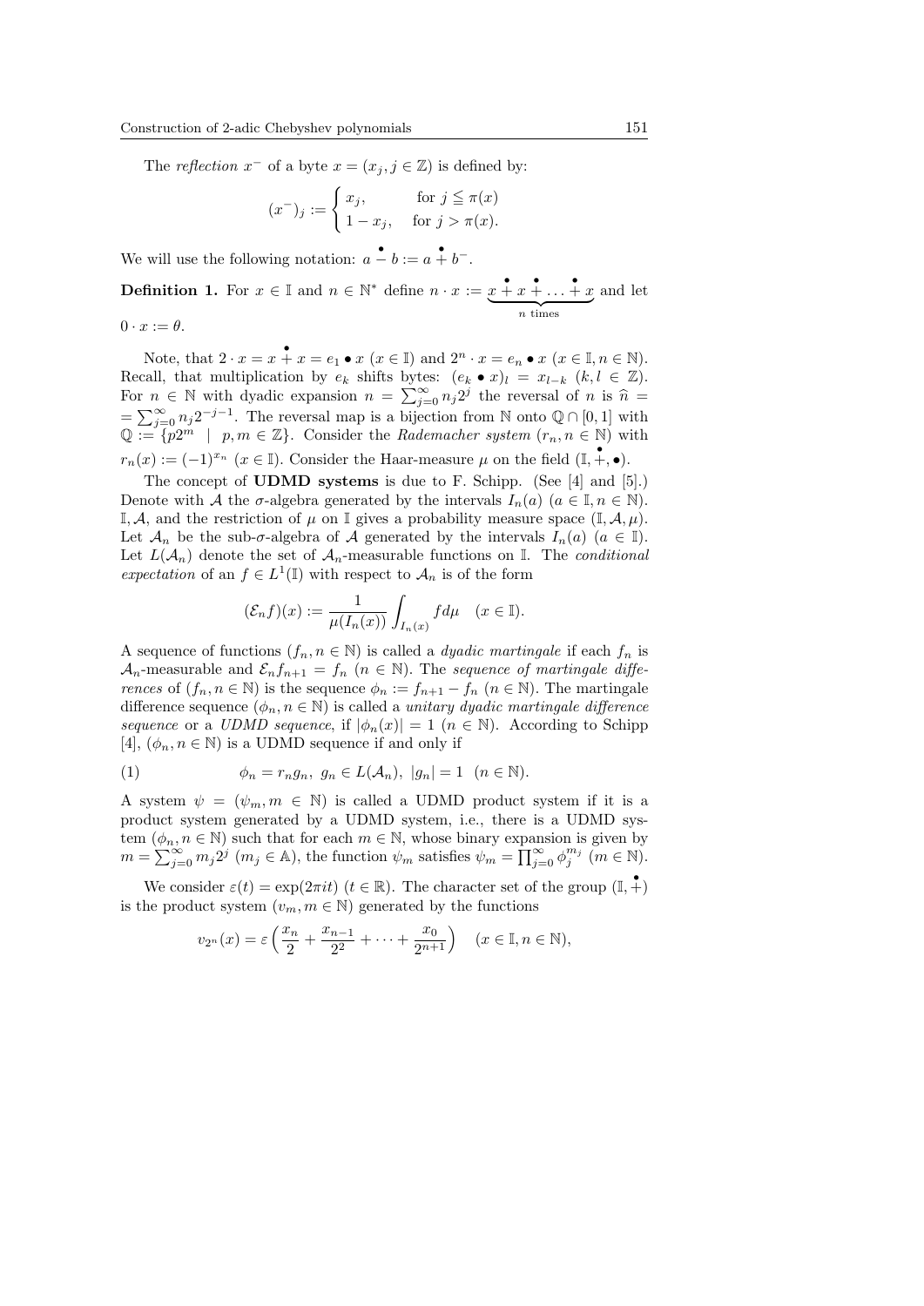The *reflection* $x^-$ of a byte $x = (x_j, j \in \mathbb{Z})$ is defined by:

$$(x^-)_j := \begin{cases} x_j, & \text{for } j \leqq \pi(x) \\ 1 - x_j, & \text{for } j > \pi(x). \end{cases}$$

We will use the following notation: $a \overset{\bullet}{-} b := a \overset{\bullet}{+} b^-$.

**Definition 1.** For $x \in \mathbb{I}$ and $n \in \mathbb{N}^*$ define $n \cdot x := \underbrace{x \overset{\bullet}{+} x \overset{\bullet}{+} \ldots \overset{\bullet}{+} x}_{n \text{ times}}$ and let $0 \cdot x := \theta$.

Note, that $2 \cdot x = x \overset{\bullet}{+} x = e_1 \bullet x$ $(x \in \mathbb{I})$ and $2^n \cdot x = e_n \bullet x$ $(x \in \mathbb{I}, n \in \mathbb{N})$. Recall, that multiplication by $e_k$ shifts bytes: $(e_k \bullet x)_l = x_{l-k}$ $(k, l \in \mathbb{Z})$. For $n \in \mathbb{N}$ with dyadic expansion $n = \sum_{j=0}^{\infty} n_j 2^j$ the reversal of $n$ is $\widehat{n} = \sum_{j=0}^{\infty} n_j 2^{-j-1}$. The reversal map is a bijection from $\mathbb{N}$ onto $\mathbb{Q} \cap [0, 1]$ with $\mathbb{Q} := \{p2^m \mid p, m \in \mathbb{Z}\}$. Consider the *Rademacher system* $(r_n, n \in \mathbb{N})$ with $r_n(x) := (-1)^{x_n}$ $(x \in \mathbb{I})$. Consider the Haar-measure $\mu$ on the field $(\mathbb{I}, \overset{\bullet}{+}, \bullet)$.

The concept of **UDMD systems** is due to F. Schipp. (See [4] and [5].) Denote with $\mathcal{A}$ the $\sigma$-algebra generated by the intervals $I_n(a)$ $(a \in \mathbb{I}, n \in \mathbb{N})$. $\mathbb{I}, \mathcal{A}$, and the restriction of $\mu$ on $\mathbb{I}$ gives a probability measure space $(\mathbb{I}, \mathcal{A}, \mu)$. Let $\mathcal{A}_n$ be the sub-$\sigma$-algebra of $\mathcal{A}$ generated by the intervals $I_n(a)$ $(a \in \mathbb{I})$. Let $L(\mathcal{A}_n)$ denote the set of $\mathcal{A}_n$-measurable functions on $\mathbb{I}$. The *conditional expectation* of an $f \in L^1(\mathbb{I})$ with respect to $\mathcal{A}_n$ is of the form

$$(\mathcal{E}_n f)(x) := \frac{1}{\mu(I_n(x))} \int_{I_n(x)} f d\mu \quad (x \in \mathbb{I}).$$

A sequence of functions $(f_n, n \in \mathbb{N})$ is called a *dyadic martingale* if each $f_n$ is $\mathcal{A}_n$-measurable and $\mathcal{E}_n f_{n+1} = f_n$ $(n \in \mathbb{N})$. The *sequence of martingale differences* of $(f_n, n \in \mathbb{N})$ is the sequence $\phi_n := f_{n+1} - f_n$ $(n \in \mathbb{N})$. The martingale difference sequence $(\phi_n, n \in \mathbb{N})$ is called a *unitary dyadic martingale difference sequence* or a *UDMD sequence*, if $|\phi_n(x)| = 1$ $(n \in \mathbb{N})$. According to Schipp [4], $(\phi_n, n \in \mathbb{N})$ is a UDMD sequence if and only if

$$\phi_n = r_n g_n, \; g_n \in L(\mathcal{A}_n), \; |g_n| = 1 \;\; (n \in \mathbb{N}). \tag{1}$$

A system $\psi = (\psi_m, m \in \mathbb{N})$ is called a UDMD product system if it is a product system generated by a UDMD system, i.e., there is a UDMD system $(\phi_n, n \in \mathbb{N})$ such that for each $m \in \mathbb{N}$, whose binary expansion is given by $m = \sum_{j=0}^{\infty} m_j 2^j$ $(m_j \in \mathbb{A})$, the function $\psi_m$ satisfies $\psi_m = \prod_{j=0}^{\infty} \phi_j^{m_j}$ $(m \in \mathbb{N})$.

We consider $\varepsilon(t) = \exp(2\pi i t)$ $(t \in \mathbb{R})$. The character set of the group $(\mathbb{I}, \overset{\bullet}{+})$ is the product system $(v_m, m \in \mathbb{N})$ generated by the functions

$$v_{2^n}(x) = \varepsilon\left(\frac{x_n}{2} + \frac{x_{n-1}}{2^2} + \cdots + \frac{x_0}{2^{n+1}}\right) \quad (x \in \mathbb{I}, n \in \mathbb{N}),$$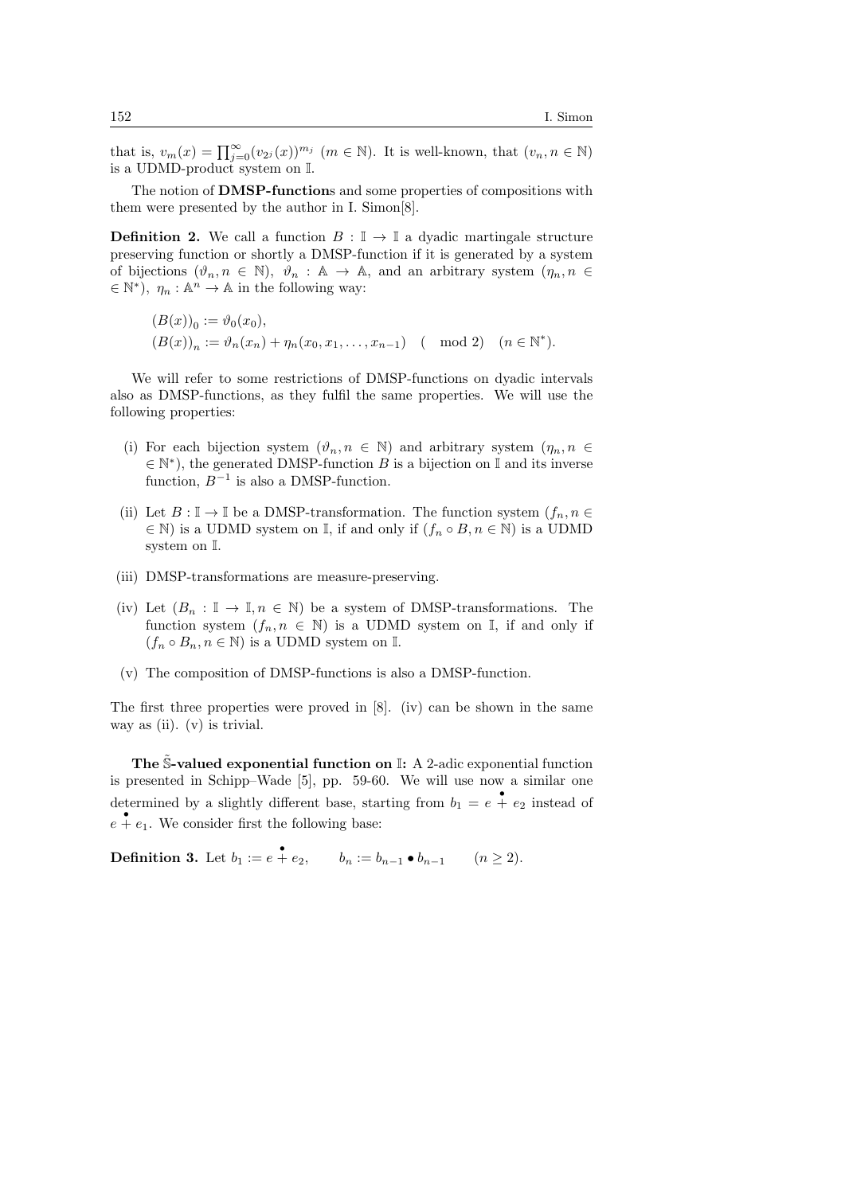that is, $v_m(x) = \prod_{j=0}^{\infty}(v_{2^j}(x))^{m_j}$ $(m \in \mathbb{N})$. It is well-known, that $(v_n, n \in \mathbb{N})$ is a UDMD-product system on $\mathbb{I}$.

The notion of **DMSP-function**s and some properties of compositions with them were presented by the author in I. Simon[8].

**Definition 2.** We call a function $B : \mathbb{I} \to \mathbb{I}$ a dyadic martingale structure preserving function or shortly a DMSP-function if it is generated by a system of bijections $(\vartheta_n, n \in \mathbb{N})$, $\vartheta_n : \mathbb{A} \to \mathbb{A}$, and an arbitrary system $(\eta_n, n \in \mathbb{N}^*)$, $\eta_n : \mathbb{A}^n \to \mathbb{A}$ in the following way:

$$(B(x))_0 := \vartheta_0(x_0),$$
$$(B(x))_n := \vartheta_n(x_n) + \eta_n(x_0, x_1, \ldots, x_{n-1}) \pmod 2 \quad (n \in \mathbb{N}^*).$$

We will refer to some restrictions of DMSP-functions on dyadic intervals also as DMSP-functions, as they fulfil the same properties. We will use the following properties:

(i) For each bijection system $(\vartheta_n, n \in \mathbb{N})$ and arbitrary system $(\eta_n, n \in \mathbb{N}^*)$, the generated DMSP-function $B$ is a bijection on $\mathbb{I}$ and its inverse function, $B^{-1}$ is also a DMSP-function.

(ii) Let $B : \mathbb{I} \to \mathbb{I}$ be a DMSP-transformation. The function system $(f_n, n \in \mathbb{N})$ is a UDMD system on $\mathbb{I}$, if and only if $(f_n \circ B, n \in \mathbb{N})$ is a UDMD system on $\mathbb{I}$.

(iii) DMSP-transformations are measure-preserving.

(iv) Let $(B_n : \mathbb{I} \to \mathbb{I}, n \in \mathbb{N})$ be a system of DMSP-transformations. The function system $(f_n, n \in \mathbb{N})$ is a UDMD system on $\mathbb{I}$, if and only if $(f_n \circ B_n, n \in \mathbb{N})$ is a UDMD system on $\mathbb{I}$.

(v) The composition of DMSP-functions is also a DMSP-function.

The first three properties were proved in [8]. (iv) can be shown in the same way as (ii). (v) is trivial.

**The $\tilde{\mathbb{S}}$-valued exponential function on $\mathbb{I}$:** A 2-adic exponential function is presented in Schipp–Wade [5], pp. 59-60. We will use now a similar one determined by a slightly different base, starting from $b_1 = e \overset{\bullet}{+} e_2$ instead of $e \overset{\bullet}{+} e_1$. We consider first the following base:

**Definition 3.** Let $b_1 := e \overset{\bullet}{+} e_2, \qquad b_n := b_{n-1} \bullet b_{n-1} \qquad (n \geq 2).$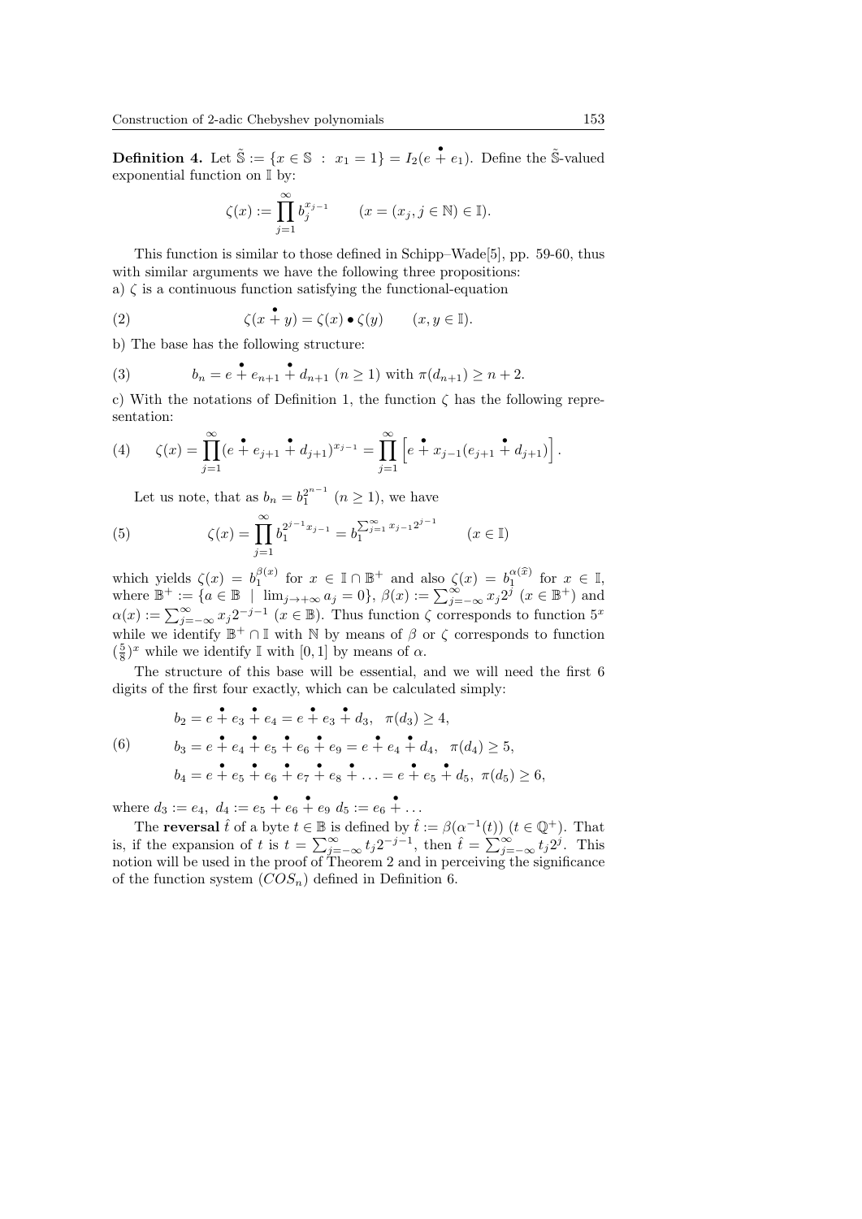**Definition 4.** Let $\tilde{\mathbb{S}} := \{x \in \mathbb{S} \; : \; x_1 = 1\} = I_2(e \overset{\bullet}{+} e_1)$. Define the $\tilde{\mathbb{S}}$-valued exponential function on $\mathbb{I}$ by:

$$\zeta(x) := \prod_{j=1}^{\infty} b_j^{x_{j-1}} \qquad (x = (x_j, j \in \mathbb{N}) \in \mathbb{I}).$$

This function is similar to those defined in Schipp–Wade[5], pp. 59-60, thus with similar arguments we have the following three propositions:
a) $\zeta$ is a continuous function satisfying the functional-equation

$$\zeta(x \overset{\bullet}{+} y) = \zeta(x) \bullet \zeta(y) \qquad (x, y \in \mathbb{I}). \tag{2}$$

b) The base has the following structure:

$$b_n = e \overset{\bullet}{+} e_{n+1} \overset{\bullet}{+} d_{n+1} \; (n \geq 1) \text{ with } \pi(d_{n+1}) \geq n+2. \tag{3}$$

c) With the notations of Definition 1, the function $\zeta$ has the following representation:

$$\zeta(x) = \prod_{j=1}^{\infty} (e \overset{\bullet}{+} e_{j+1} \overset{\bullet}{+} d_{j+1})^{x_{j-1}} = \prod_{j=1}^{\infty} \left[ e \overset{\bullet}{+} x_{j-1}(e_{j+1} \overset{\bullet}{+} d_{j+1}) \right]. \tag{4}$$

Let us note, that as $b_n = b_1^{2^{n-1}}$ $(n \geq 1)$, we have

$$\zeta(x) = \prod_{j=1}^{\infty} b_1^{2^{j-1} x_{j-1}} = b_1^{\sum_{j=1}^{\infty} x_{j-1} 2^{j-1}} \qquad (x \in \mathbb{I}) \tag{5}$$

which yields $\zeta(x) = b_1^{\beta(x)}$ for $x \in \mathbb{I} \cap \mathbb{B}^+$ and also $\zeta(x) = b_1^{\alpha(\widehat{x})}$ for $x \in \mathbb{I}$, where $\mathbb{B}^+ := \{a \in \mathbb{B} \;\mid\; \lim_{j \to +\infty} a_j = 0\}$, $\beta(x) := \sum_{j=-\infty}^{\infty} x_j 2^j$ $(x \in \mathbb{B}^+)$ and $\alpha(x) := \sum_{j=-\infty}^{\infty} x_j 2^{-j-1}$ $(x \in \mathbb{B})$. Thus function $\zeta$ corresponds to function $5^x$ while we identify $\mathbb{B}^+ \cap \mathbb{I}$ with $\mathbb{N}$ by means of $\beta$ or $\zeta$ corresponds to function $(\frac{5}{8})^x$ while we identify $\mathbb{I}$ with $[0, 1]$ by means of $\alpha$.

The structure of this base will be essential, and we will need the first 6 digits of the first four exactly, which can be calculated simply:

$$\begin{aligned}
& b_2 = e \overset{\bullet}{+} e_3 \overset{\bullet}{+} e_4 = e \overset{\bullet}{+} e_3 \overset{\bullet}{+} d_3, \quad \pi(d_3) \geq 4, \\
& b_3 = e \overset{\bullet}{+} e_4 \overset{\bullet}{+} e_5 \overset{\bullet}{+} e_6 \overset{\bullet}{+} e_9 = e \overset{\bullet}{+} e_4 \overset{\bullet}{+} d_4, \quad \pi(d_4) \geq 5, \\
& b_4 = e \overset{\bullet}{+} e_5 \overset{\bullet}{+} e_6 \overset{\bullet}{+} e_7 \overset{\bullet}{+} e_8 \overset{\bullet}{+} \ldots = e \overset{\bullet}{+} e_5 \overset{\bullet}{+} d_5, \; \pi(d_5) \geq 6,
\end{aligned} \tag{6}$$

where $d_3 := e_4$, $d_4 := e_5 \overset{\bullet}{+} e_6 \overset{\bullet}{+} e_9$ $d_5 := e_6 \overset{\bullet}{+} \ldots$

The **reversal** $\hat{t}$ of a byte $t \in \mathbb{B}$ is defined by $\hat{t} := \beta(\alpha^{-1}(t))$ $(t \in \mathbb{Q}^+)$. That is, if the expansion of $t$ is $t = \sum_{j=-\infty}^{\infty} t_j 2^{-j-1}$, then $\hat{t} = \sum_{j=-\infty}^{\infty} t_j 2^j$. This notion will be used in the proof of Theorem 2 and in perceiving the significance of the function system $(COS_n)$ defined in Definition 6.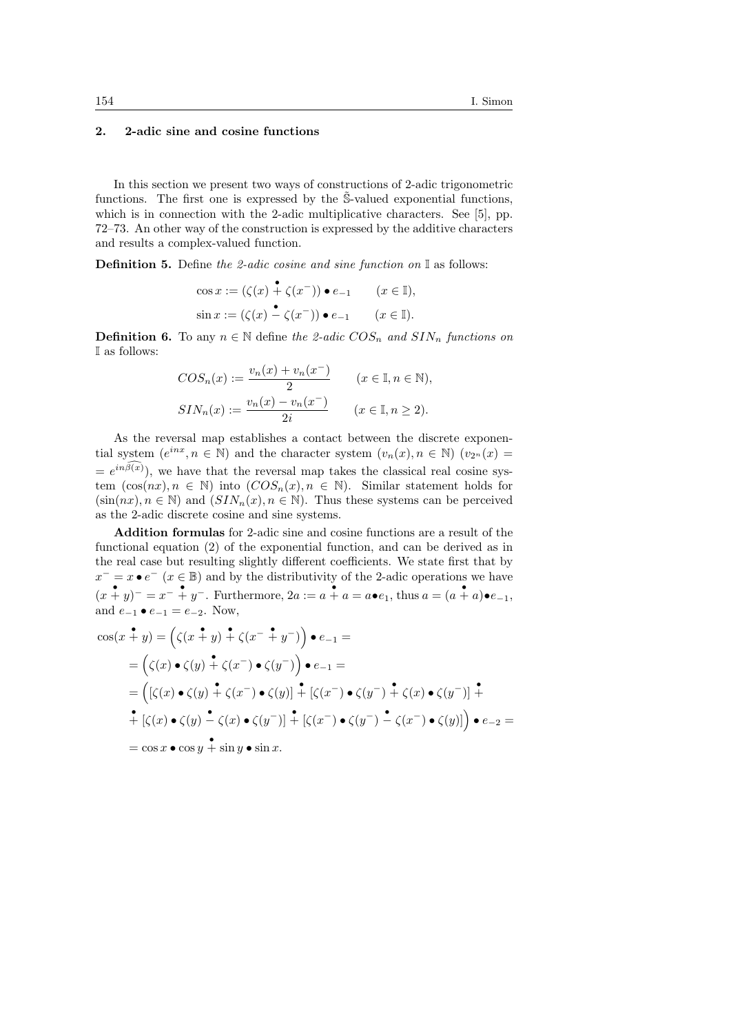## 2. 2-adic sine and cosine functions

In this section we present two ways of constructions of 2-adic trigonometric functions. The first one is expressed by the $\tilde{\mathbb{S}}$-valued exponential functions, which is in connection with the 2-adic multiplicative characters. See [5], pp. 72–73. An other way of the construction is expressed by the additive characters and results a complex-valued function.

**Definition 5.** Define *the 2-adic cosine and sine function on* $\mathbb{I}$ as follows:

$$\cos x := (\zeta(x) \overset{\bullet}{+} \zeta(x^-)) \bullet e_{-1} \qquad (x \in \mathbb{I}),$$

$$\sin x := (\zeta(x) \overset{\bullet}{-} \zeta(x^-)) \bullet e_{-1} \qquad (x \in \mathbb{I}).$$

**Definition 6.** To any $n \in \mathbb{N}$ define *the 2-adic $COS_n$ and $SIN_n$ functions on* $\mathbb{I}$ as follows:

$$COS_n(x) := \frac{v_n(x) + v_n(x^-)}{2} \qquad (x \in \mathbb{I}, n \in \mathbb{N}),$$

$$SIN_n(x) := \frac{v_n(x) - v_n(x^-)}{2i} \qquad (x \in \mathbb{I}, n \geq 2).$$

As the reversal map establishes a contact between the discrete exponential system $(e^{inx}, n \in \mathbb{N})$ and the character system $(v_n(x), n \in \mathbb{N})$ $(v_{2^n}(x) = e^{in\widehat{\beta(x)}})$, we have that the reversal map takes the classical real cosine system $(\cos(nx), n \in \mathbb{N})$ into $(COS_n(x), n \in \mathbb{N})$. Similar statement holds for $(\sin(nx), n \in \mathbb{N})$ and $(SIN_n(x), n \in \mathbb{N})$. Thus these systems can be perceived as the 2-adic discrete cosine and sine systems.

**Addition formulas** for 2-adic sine and cosine functions are a result of the functional equation (2) of the exponential function, and can be derived as in the real case but resulting slightly different coefficients. We state first that by $x^- = x \bullet e^-$ $(x \in \mathbb{B})$ and by the distributivity of the 2-adic operations we have $(x \overset{\bullet}{+} y)^- = x^- \overset{\bullet}{+} y^-$. Furthermore, $2a := a \overset{\bullet}{+} a = a \bullet e_1$, thus $a = (a \overset{\bullet}{+} a) \bullet e_{-1}$, and $e_{-1} \bullet e_{-1} = e_{-2}$. Now,

$$\begin{aligned}
\cos(x \overset{\bullet}{+} y) &= \Big(\zeta(x \overset{\bullet}{+} y) \overset{\bullet}{+} \zeta(x^- \overset{\bullet}{+} y^-)\Big) \bullet e_{-1} = \\
&= \Big(\zeta(x) \bullet \zeta(y) \overset{\bullet}{+} \zeta(x^-) \bullet \zeta(y^-)\Big) \bullet e_{-1} = \\
&= \Big([\zeta(x) \bullet \zeta(y) \overset{\bullet}{+} \zeta(x^-) \bullet \zeta(y)] \overset{\bullet}{+} [\zeta(x^-) \bullet \zeta(y^-) \overset{\bullet}{+} \zeta(x) \bullet \zeta(y^-)] \overset{\bullet}{+} \\
&\overset{\bullet}{+} [\zeta(x) \bullet \zeta(y) \overset{\bullet}{-} \zeta(x) \bullet \zeta(y^-)] \overset{\bullet}{+} [\zeta(x^-) \bullet \zeta(y^-) \overset{\bullet}{-} \zeta(x^-) \bullet \zeta(y)]\Big) \bullet e_{-2} = \\
&= \cos x \bullet \cos y \overset{\bullet}{+} \sin y \bullet \sin x.
\end{aligned}$$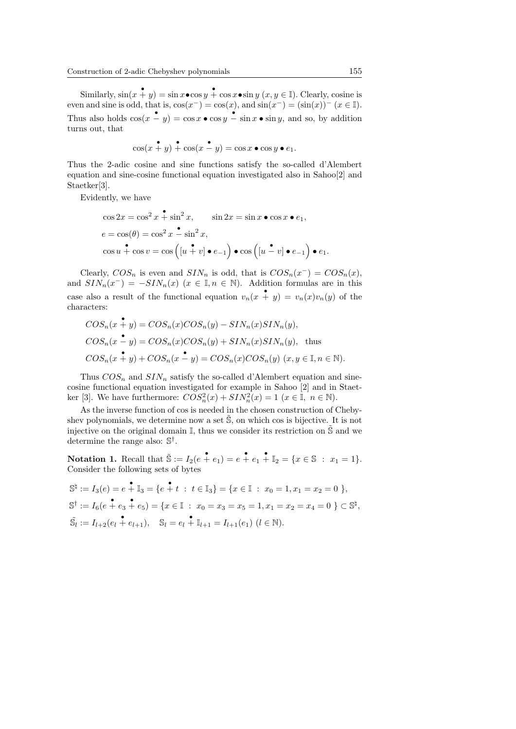Similarly, $\sin(x \overset{\bullet}{+} y) = \sin x \bullet \cos y \overset{\bullet}{+} \cos x \bullet \sin y$ $(x, y \in \mathbb{I})$. Clearly, cosine is even and sine is odd, that is, $\cos(x^-) = \cos(x)$, and $\sin(x^-) = (\sin(x))^-$ $(x \in \mathbb{I})$. Thus also holds $\cos(x \overset{\bullet}{-} y) = \cos x \bullet \cos y \overset{\bullet}{-} \sin x \bullet \sin y$, and so, by addition turns out, that

$$\cos(x \overset{\bullet}{+} y) \overset{\bullet}{+} \cos(x \overset{\bullet}{-} y) = \cos x \bullet \cos y \bullet e_1.$$

Thus the 2-adic cosine and sine functions satisfy the so-called d'Alembert equation and sine-cosine functional equation investigated also in Sahoo[2] and Staetker[3].

Evidently, we have

$$\cos 2x = \cos^2 x \overset{\bullet}{+} \sin^2 x, \qquad \sin 2x = \sin x \bullet \cos x \bullet e_1,$$

$$e = \cos(\theta) = \cos^2 x \overset{\bullet}{-} \sin^2 x,$$

$$\cos u \overset{\bullet}{+} \cos v = \cos\left([u \overset{\bullet}{+} v] \bullet e_{-1}\right) \bullet \cos\left([u \overset{\bullet}{-} v] \bullet e_{-1}\right) \bullet e_1.$$

Clearly, $COS_n$ is even and $SIN_n$ is odd, that is $COS_n(x^-) = COS_n(x)$, and $SIN_n(x^-) = -SIN_n(x)$ $(x \in \mathbb{I}, n \in \mathbb{N})$. Addition formulas are in this case also a result of the functional equation $v_n(x \overset{\bullet}{+} y) = v_n(x)v_n(y)$ of the characters:

$$COS_n(x \overset{\bullet}{+} y) = COS_n(x)COS_n(y) - SIN_n(x)SIN_n(y),$$

$$COS_n(x \overset{\bullet}{-} y) = COS_n(x)COS_n(y) + SIN_n(x)SIN_n(y), \quad \text{thus}$$

$$COS_n(x \overset{\bullet}{+} y) + COS_n(x \overset{\bullet}{-} y) = COS_n(x)COS_n(y) \ (x, y \in \mathbb{I}, n \in \mathbb{N}).$$

Thus $COS_n$ and $SIN_n$ satisfy the so-called d'Alembert equation and sine-cosine functional equation investigated for example in Sahoo [2] and in Staetker [3]. We have furthermore: $COS_n^2(x) + SIN_n^2(x) = 1$ $(x \in \mathbb{I},\ n \in \mathbb{N})$.

As the inverse function of cos is needed in the chosen construction of Chebyshev polynomials, we determine now a set $\tilde{\mathbb{S}}$, on which cos is bijective. It is not injective on the original domain $\mathbb{I}$, thus we consider its restriction on $\tilde{\mathbb{S}}$ and we determine the range also: $\mathbb{S}^\dagger$.

**Notation 1.** Recall that $\tilde{\mathbb{S}} := I_2(e \overset{\bullet}{+} e_1) = e \overset{\bullet}{+} e_1 \overset{\bullet}{+} \mathbb{I}_2 = \{x \in \mathbb{S} \ : \ x_1 = 1\}$. Consider the following sets of bytes

$$\mathbb{S}^\natural := I_3(e) = e \overset{\bullet}{+} \mathbb{I}_3 = \{e \overset{\bullet}{+} t \ : \ t \in \mathbb{I}_3\} = \{x \in \mathbb{I} \ : \ x_0 = 1, x_1 = x_2 = 0 \ \},$$

$$\mathbb{S}^\dagger := I_6(e \overset{\bullet}{+} e_3 \overset{\bullet}{+} e_5) = \{x \in \mathbb{I} \ : \ x_0 = x_3 = x_5 = 1, x_1 = x_2 = x_4 = 0 \ \} \subset \mathbb{S}^\natural,$$

$$\tilde{\mathbb{S}}_l := I_{l+2}(e_l \overset{\bullet}{+} e_{l+1}), \quad \mathbb{S}_l = e_l \overset{\bullet}{+} \mathbb{I}_{l+1} = I_{l+1}(e_1) \ (l \in \mathbb{N}).$$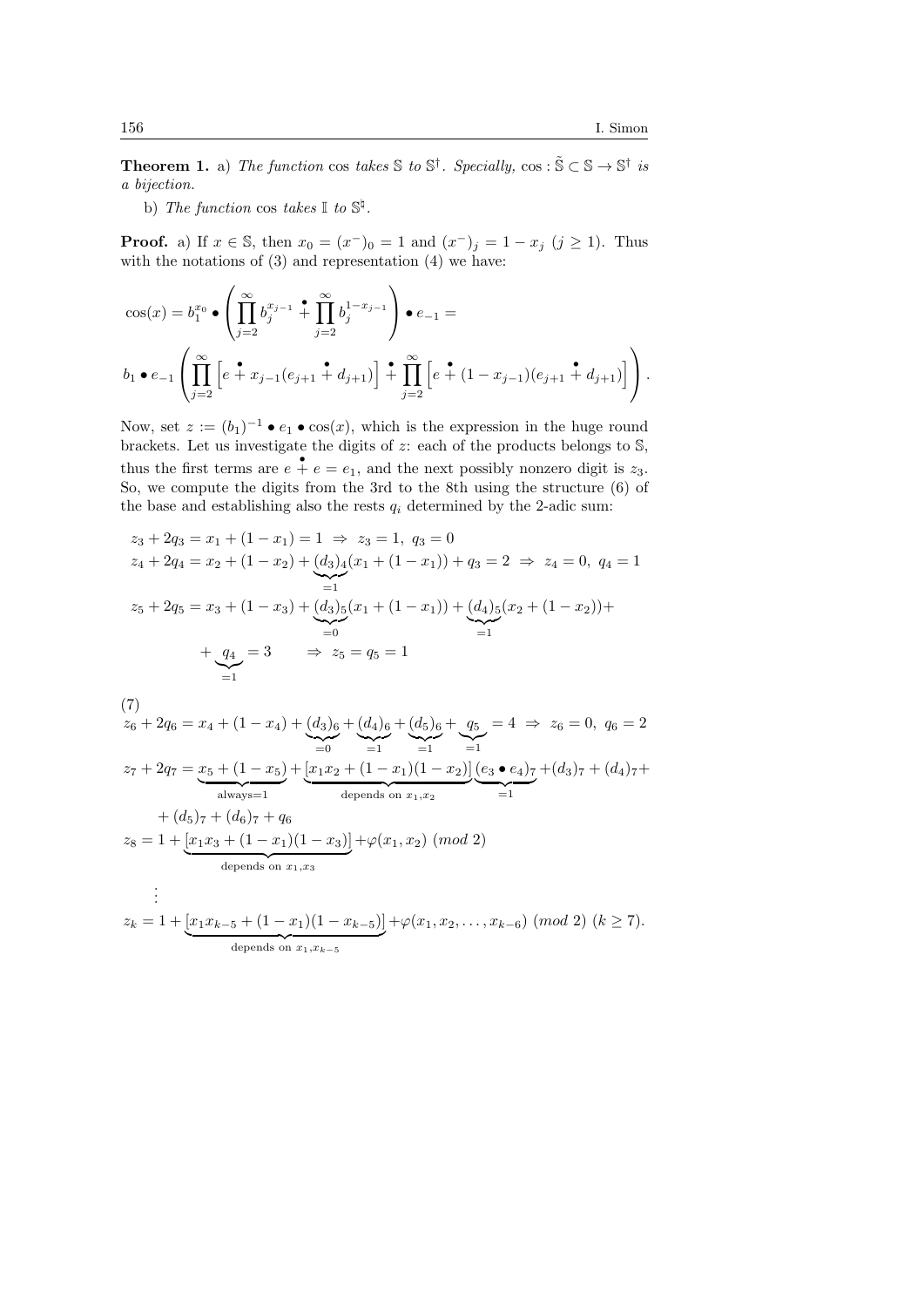**Theorem 1.** a) *The function* cos *takes* $\mathbb{S}$ *to* $\mathbb{S}^{\dagger}$. *Specially,* $\cos : \tilde{\mathbb{S}} \subset \mathbb{S} \to \mathbb{S}^{\dagger}$ *is a bijection.*

b) *The function* cos *takes* $\mathbb{I}$ *to* $\mathbb{S}^{\natural}$.

**Proof.** a) If $x \in \mathbb{S}$, then $x_0 = (x^-)_0 = 1$ and $(x^-)_j = 1 - x_j$ $(j \geq 1)$. Thus with the notations of (3) and representation (4) we have:

$$\cos(x) = b_1^{x_0} \bullet \left( \prod_{j=2}^{\infty} b_j^{x_{j-1}} \overset{\bullet}{+} \prod_{j=2}^{\infty} b_j^{1-x_{j-1}} \right) \bullet e_{-1} =$$

$$b_1 \bullet e_{-1} \left( \prod_{j=2}^{\infty} \left[ e \overset{\bullet}{+} x_{j-1}(e_{j+1} \overset{\bullet}{+} d_{j+1}) \right] \overset{\bullet}{+} \prod_{j=2}^{\infty} \left[ e \overset{\bullet}{+} (1 - x_{j-1})(e_{j+1} \overset{\bullet}{+} d_{j+1}) \right] \right).$$

Now, set $z := (b_1)^{-1} \bullet e_1 \bullet \cos(x)$, which is the expression in the huge round brackets. Let us investigate the digits of $z$: each of the products belongs to $\mathbb{S}$, thus the first terms are $e \overset{\bullet}{+} e = e_1$, and the next possibly nonzero digit is $z_3$. So, we compute the digits from the 3rd to the 8th using the structure (6) of the base and establishing also the rests $q_i$ determined by the 2-adic sum:

$$z_3 + 2q_3 = x_1 + (1 - x_1) = 1 \ \Rightarrow \ z_3 = 1, \ q_3 = 0$$

$$z_4 + 2q_4 = x_2 + (1 - x_2) + \underbrace{(d_3)_4}_{=1}(x_1 + (1 - x_1)) + q_3 = 2 \ \Rightarrow \ z_4 = 0, \ q_4 = 1$$

$$z_5 + 2q_5 = x_3 + (1 - x_3) + \underbrace{(d_3)_5}_{=0}(x_1 + (1 - x_1)) + \underbrace{(d_4)_5}_{=1}(x_2 + (1 - x_2)) + \underbrace{q_4}_{=1} = 3 \qquad \Rightarrow \ z_5 = q_5 = 1$$

(7)

$$z_6 + 2q_6 = x_4 + (1 - x_4) + \underbrace{(d_3)_6}_{=0} + \underbrace{(d_4)_6}_{=1} + \underbrace{(d_5)_6}_{=1} + \underbrace{q_5}_{=1} = 4 \ \Rightarrow \ z_6 = 0, \ q_6 = 2$$

$$z_7 + 2q_7 = \underbrace{x_5 + (1 - x_5)}_{\text{always}=1} + \underbrace{[x_1 x_2 + (1 - x_1)(1 - x_2)]}_{\text{depends on } x_1, x_2} \underbrace{(e_3 \bullet e_4)_7}_{=1} + (d_3)_7 + (d_4)_7 + (d_5)_7 + (d_6)_7 + q_6$$

$$z_8 = 1 + \underbrace{[x_1 x_3 + (1 - x_1)(1 - x_3)]}_{\text{depends on } x_1, x_3} + \varphi(x_1, x_2) \ (mod \ 2)$$

$$\vdots$$

$$z_k = 1 + \underbrace{[x_1 x_{k-5} + (1 - x_1)(1 - x_{k-5})]}_{\text{depends on } x_1, x_{k-5}} + \varphi(x_1, x_2, \ldots, x_{k-6}) \ (mod \ 2) \ (k \geq 7).$$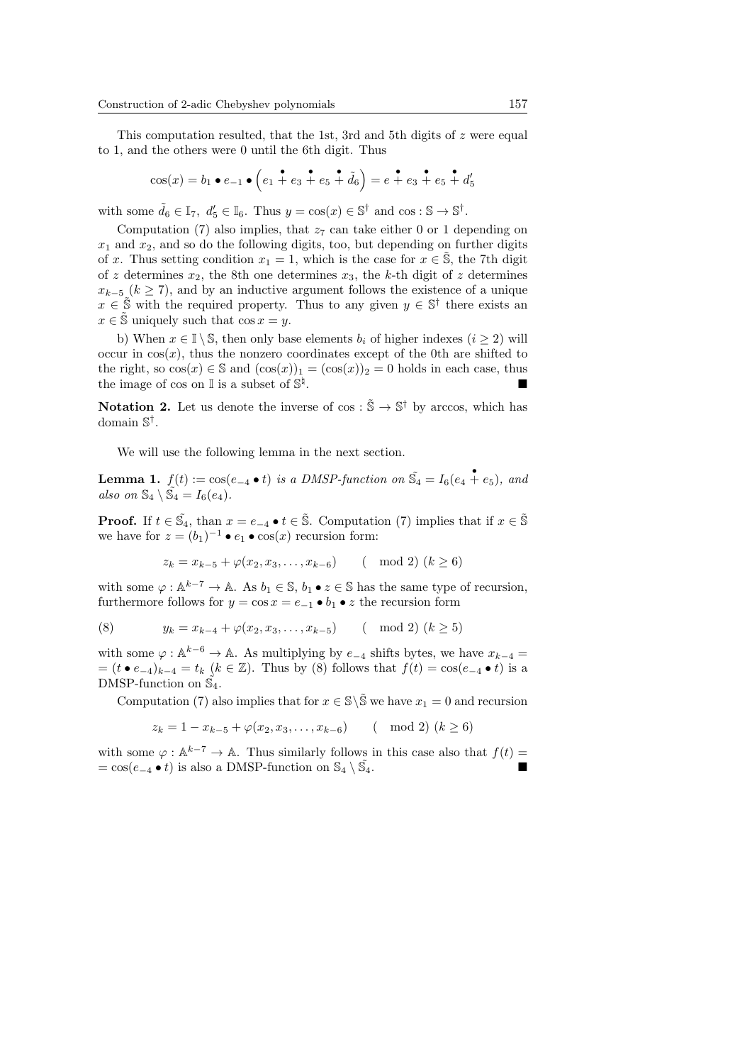This computation resulted, that the 1st, 3rd and 5th digits of $z$ were equal to 1, and the others were 0 until the 6th digit. Thus

$$\cos(x) = b_1 \bullet e_{-1} \bullet \left(e_1 \overset{\bullet}{+} e_3 \overset{\bullet}{+} e_5 \overset{\bullet}{+} \tilde{d}_6\right) = e \overset{\bullet}{+} e_3 \overset{\bullet}{+} e_5 \overset{\bullet}{+} d_5'$$

with some $\tilde{d}_6 \in \mathbb{I}_7,\ d_5' \in \mathbb{I}_6$. Thus $y = \cos(x) \in \mathbb{S}^\dagger$ and $\cos : \mathbb{S} \to \mathbb{S}^\dagger$.

Computation (7) also implies, that $z_7$ can take either 0 or 1 depending on $x_1$ and $x_2$, and so do the following digits, too, but depending on further digits of $x$. Thus setting condition $x_1 = 1$, which is the case for $x \in \tilde{\mathbb{S}}$, the 7th digit of $z$ determines $x_2$, the 8th one determines $x_3$, the $k$-th digit of $z$ determines $x_{k-5}$ $(k \geq 7)$, and by an inductive argument follows the existence of a unique $x \in \tilde{\mathbb{S}}$ with the required property. Thus to any given $y \in \mathbb{S}^\dagger$ there exists an $x \in \tilde{\mathbb{S}}$ uniquely such that $\cos x = y$.

b) When $x \in \mathbb{I} \setminus \mathbb{S}$, then only base elements $b_i$ of higher indexes $(i \geq 2)$ will occur in $\cos(x)$, thus the nonzero coordinates except of the 0th are shifted to the right, so $\cos(x) \in \mathbb{S}$ and $(\cos(x))_1 = (\cos(x))_2 = 0$ holds in each case, thus the image of cos on $\mathbb{I}$ is a subset of $\mathbb{S}^\natural$. ■

**Notation 2.** Let us denote the inverse of $\cos : \tilde{\mathbb{S}} \to \mathbb{S}^\dagger$ by arccos, which has domain $\mathbb{S}^\dagger$.

We will use the following lemma in the next section.

**Lemma 1.** *$f(t) := \cos(e_{-4} \bullet t)$ is a DMSP-function on $\tilde{\mathbb{S}_4} = I_6(e_4 \overset{\bullet}{+} e_5)$, and also on $\mathbb{S}_4 \setminus \tilde{\mathbb{S}_4} = I_6(e_4)$.*

**Proof.** If $t \in \tilde{\mathbb{S}_4}$, than $x = e_{-4} \bullet t \in \tilde{\mathbb{S}}$. Computation (7) implies that if $x \in \tilde{\mathbb{S}}$ we have for $z = (b_1)^{-1} \bullet e_1 \bullet \cos(x)$ recursion form:

$$z_k = x_{k-5} + \varphi(x_2, x_3, \ldots, x_{k-6}) \qquad (\mod 2)\ (k \geq 6)$$

with some $\varphi : \mathbb{A}^{k-7} \to \mathbb{A}$. As $b_1 \in \mathbb{S}$, $b_1 \bullet z \in \mathbb{S}$ has the same type of recursion, furthermore follows for $y = \cos x = e_{-1} \bullet b_1 \bullet z$ the recursion form

$$y_k = x_{k-4} + \varphi(x_2, x_3, \ldots, x_{k-5}) \qquad (\mod 2)\ (k \geq 5) \tag{8}$$

with some $\varphi : \mathbb{A}^{k-6} \to \mathbb{A}$. As multiplying by $e_{-4}$ shifts bytes, we have $x_{k-4} = (t \bullet e_{-4})_{k-4} = t_k$ $(k \in \mathbb{Z})$. Thus by (8) follows that $f(t) = \cos(e_{-4} \bullet t)$ is a DMSP-function on $\tilde{\mathbb{S}_4}$.

Computation (7) also implies that for $x \in \mathbb{S} \setminus \tilde{\mathbb{S}}$ we have $x_1 = 0$ and recursion

$$z_k = 1 - x_{k-5} + \varphi(x_2, x_3, \ldots, x_{k-6}) \qquad (\mod 2)\ (k \geq 6)$$

with some $\varphi : \mathbb{A}^{k-7} \to \mathbb{A}$. Thus similarly follows in this case also that $f(t) = \cos(e_{-4} \bullet t)$ is also a DMSP-function on $\mathbb{S}_4 \setminus \tilde{\mathbb{S}_4}$. ■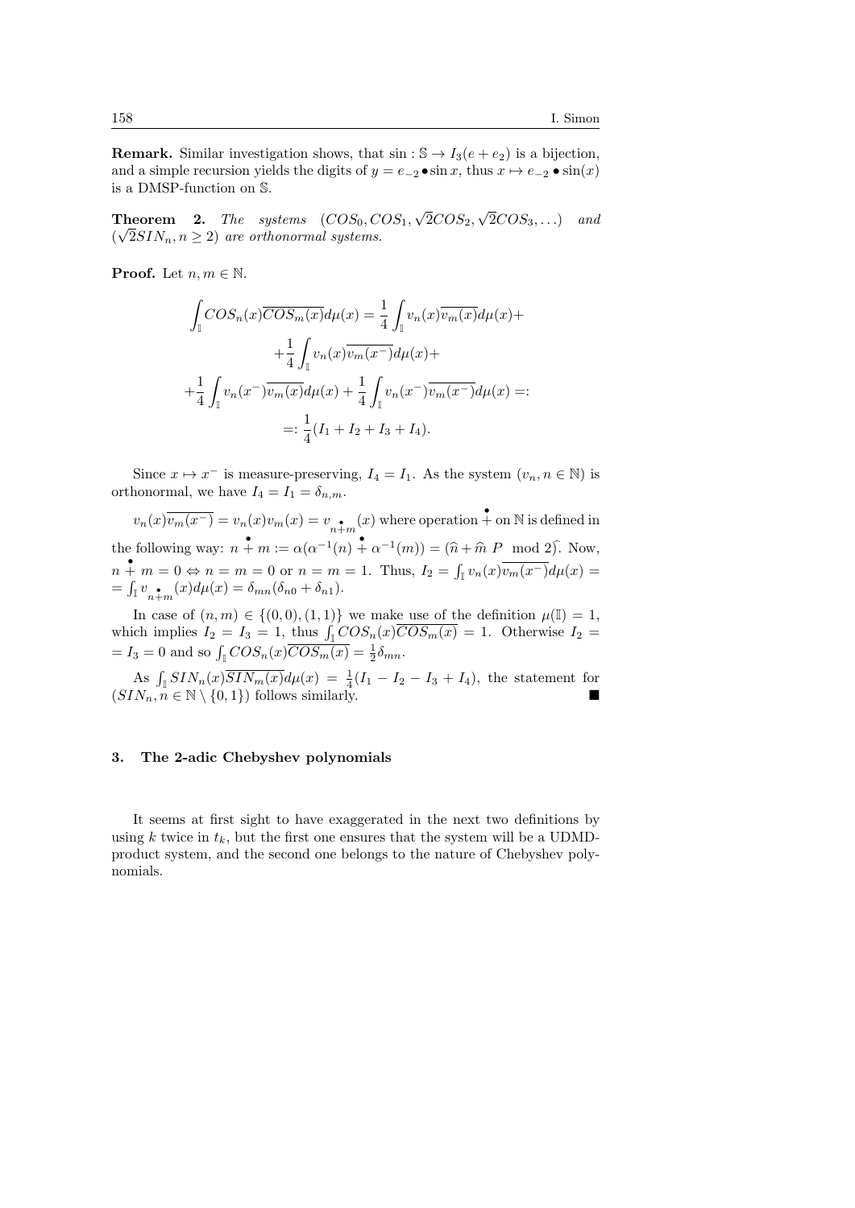**Remark.** Similar investigation shows, that $\sin : \mathbb{S} \to I_3(e + e_2)$ is a bijection, and a simple recursion yields the digits of $y = e_{-2} \bullet \sin x$, thus $x \mapsto e_{-2} \bullet \sin(x)$ is a DMSP-function on $\mathbb{S}$.

**Theorem 2.** *The systems* $(COS_0, COS_1, \sqrt{2}COS_2, \sqrt{2}COS_3, \ldots)$ *and* $(\sqrt{2}SIN_n, n \geq 2)$ *are orthonormal systems.*

**Proof.** Let $n, m \in \mathbb{N}$.

$$\int_{\mathbb{I}} COS_n(x)\overline{COS_m(x)}d\mu(x) = \frac{1}{4}\int_{\mathbb{I}} v_n(x)\overline{v_m(x)}d\mu(x) +$$
$$+\frac{1}{4}\int_{\mathbb{I}} v_n(x)\overline{v_m(x^-)}d\mu(x) +$$
$$+\frac{1}{4}\int_{\mathbb{I}} v_n(x^-)\overline{v_m(x)}d\mu(x) + \frac{1}{4}\int_{\mathbb{I}} v_n(x^-)\overline{v_m(x^-)}d\mu(x) =:$$
$$=: \frac{1}{4}(I_1 + I_2 + I_3 + I_4).$$

Since $x \mapsto x^-$ is measure-preserving, $I_4 = I_1$. As the system $(v_n, n \in \mathbb{N})$ is orthonormal, we have $I_4 = I_1 = \delta_{n,m}$.

$v_n(x)\overline{v_m(x^-)} = v_n(x)v_m(x) = v_{n \overset{\bullet}{+} m}(x)$ where operation $\overset{\bullet}{+}$ on $\mathbb{N}$ is defined in the following way: $n \overset{\bullet}{+} m := \alpha(\alpha^{-1}(n) \overset{\bullet}{+} \alpha^{-1}(m)) = (\widehat{n} + \widehat{m} \; P \mod 2)\widehat{}$. Now, $n \overset{\bullet}{+} m = 0 \Leftrightarrow n = m = 0$ or $n = m = 1$. Thus, $I_2 = \int_{\mathbb{I}} v_n(x)\overline{v_m(x^-)}d\mu(x) = \int_{\mathbb{I}} v_{n \overset{\bullet}{+} m}(x)d\mu(x) = \delta_{mn}(\delta_{n0} + \delta_{n1})$.

In case of $(n, m) \in \{(0, 0), (1, 1)\}$ we make use of the definition $\mu(\mathbb{I}) = 1$, which implies $I_2 = I_3 = 1$, thus $\int_{\mathbb{I}} COS_n(x)\overline{COS_m(x)} = 1$. Otherwise $I_2 = I_3 = 0$ and so $\int_{\mathbb{I}} COS_n(x)\overline{COS_m(x)} = \frac{1}{2}\delta_{mn}$.

As $\int_{\mathbb{I}} SIN_n(x)\overline{SIN_m(x)}d\mu(x) = \frac{1}{4}(I_1 - I_2 - I_3 + I_4)$, the statement for $(SIN_n, n \in \mathbb{N} \setminus \{0, 1\})$ follows similarly. ∎

### 3. The 2-adic Chebyshev polynomials

It seems at first sight to have exaggerated in the next two definitions by using $k$ twice in $t_k$, but the first one ensures that the system will be a UDMD-product system, and the second one belongs to the nature of Chebyshev polynomials.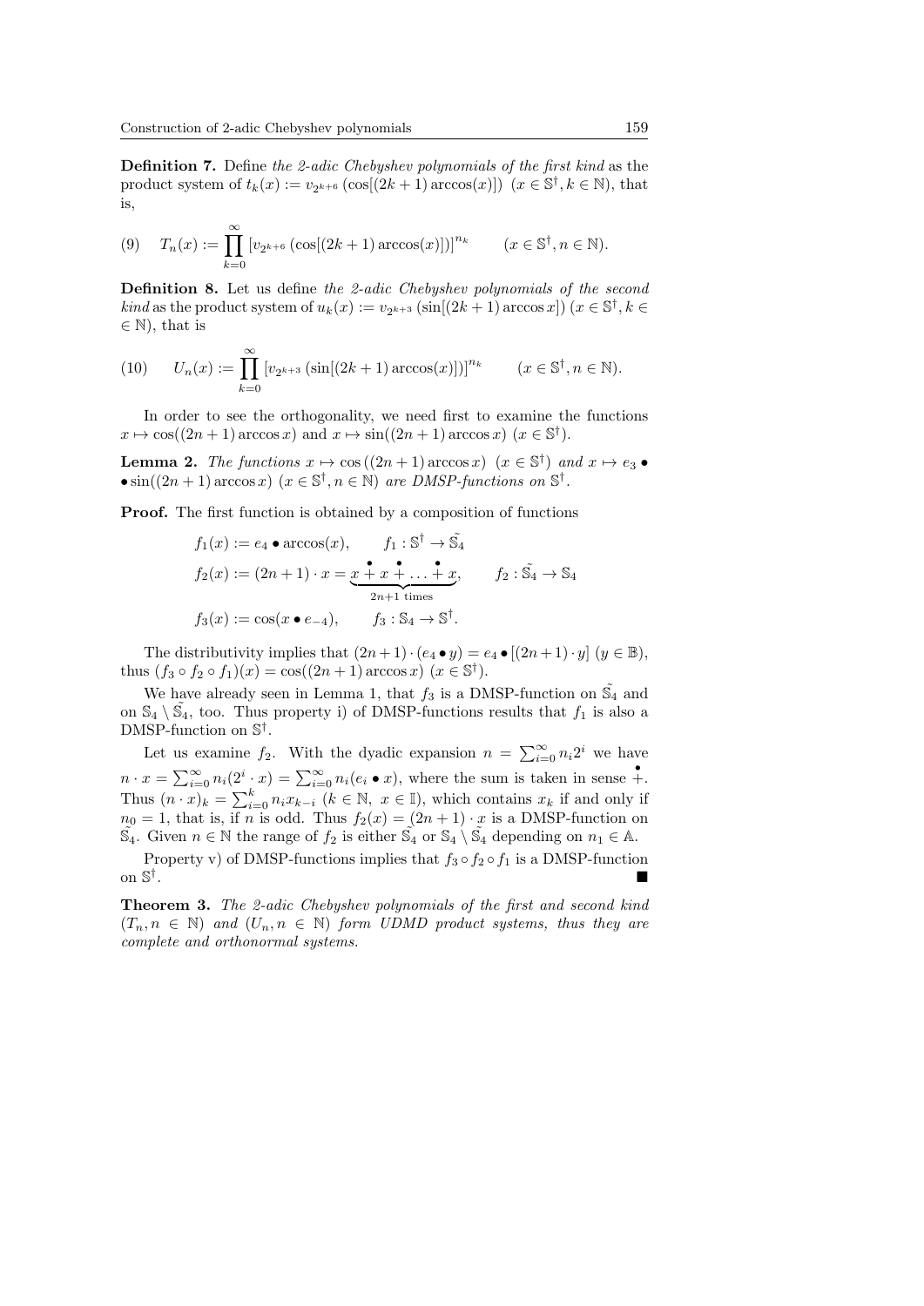**Definition 7.** Define *the 2-adic Chebyshev polynomials of the first kind* as the product system of $t_k(x) := v_{2^{k+6}}\left(\cos[(2k+1)\arccos(x)]\right)$ $(x \in \mathbb{S}^\dagger, k \in \mathbb{N})$, that is,

$$T_n(x) := \prod_{k=0}^{\infty} \left[v_{2^{k+6}}\left(\cos[(2k+1)\arccos(x)]\right)\right]^{n_k} \qquad (x \in \mathbb{S}^\dagger, n \in \mathbb{N}). \tag{9}$$

**Definition 8.** Let us define *the 2-adic Chebyshev polynomials of the second kind* as the product system of $u_k(x) := v_{2^{k+3}}\left(\sin[(2k+1)\arccos x]\right)$ $(x \in \mathbb{S}^\dagger, k \in \mathbb{N})$, that is

$$U_n(x) := \prod_{k=0}^{\infty} \left[v_{2^{k+3}}\left(\sin[(2k+1)\arccos(x)]\right)\right]^{n_k} \qquad (x \in \mathbb{S}^\dagger, n \in \mathbb{N}). \tag{10}$$

In order to see the orthogonality, we need first to examine the functions $x \mapsto \cos((2n+1)\arccos x)$ and $x \mapsto \sin((2n+1)\arccos x)$ $(x \in \mathbb{S}^\dagger)$.

**Lemma 2.** *The functions $x \mapsto \cos\left((2n+1)\arccos x\right)$ $(x \in \mathbb{S}^\dagger)$ and $x \mapsto e_3 \bullet \bullet \sin((2n+1)\arccos x)$ $(x \in \mathbb{S}^\dagger, n \in \mathbb{N})$ are DMSP-functions on $\mathbb{S}^\dagger$.*

**Proof.** The first function is obtained by a composition of functions

$$f_1(x) := e_4 \bullet \arccos(x), \qquad f_1 : \mathbb{S}^\dagger \to \tilde{\mathbb{S}_4}$$

$$f_2(x) := (2n+1)\cdot x = \underbrace{x \overset{\bullet}{+} x \overset{\bullet}{+} \ldots \overset{\bullet}{+} x}_{2n+1 \text{ times}}, \qquad f_2 : \tilde{\mathbb{S}_4} \to \mathbb{S}_4$$

$$f_3(x) := \cos(x \bullet e_{-4}), \qquad f_3 : \mathbb{S}_4 \to \mathbb{S}^\dagger.$$

The distributivity implies that $(2n+1)\cdot(e_4 \bullet y) = e_4 \bullet [(2n+1)\cdot y]$ $(y \in \mathbb{B})$, thus $(f_3 \circ f_2 \circ f_1)(x) = \cos((2n+1)\arccos x)$ $(x \in \mathbb{S}^\dagger)$.

We have already seen in Lemma 1, that $f_3$ is a DMSP-function on $\tilde{\mathbb{S}_4}$ and on $\mathbb{S}_4 \setminus \tilde{\mathbb{S}_4}$, too. Thus property i) of DMSP-functions results that $f_1$ is also a DMSP-function on $\mathbb{S}^\dagger$.

Let us examine $f_2$. With the dyadic expansion $n = \sum_{i=0}^{\infty} n_i 2^i$ we have $n \cdot x = \sum_{i=0}^{\infty} n_i (2^i \cdot x) = \sum_{i=0}^{\infty} n_i (e_i \bullet x)$, where the sum is taken in sense $\overset{\bullet}{+}$. Thus $(n \cdot x)_k = \sum_{i=0}^{k} n_i x_{k-i}$ $(k \in \mathbb{N},\ x \in \mathbb{I})$, which contains $x_k$ if and only if $n_0 = 1$, that is, if $n$ is odd. Thus $f_2(x) = (2n+1)\cdot x$ is a DMSP-function on $\tilde{\mathbb{S}_4}$. Given $n \in \mathbb{N}$ the range of $f_2$ is either $\tilde{\mathbb{S}_4}$ or $\mathbb{S}_4 \setminus \tilde{\mathbb{S}_4}$ depending on $n_1 \in \mathbb{A}$.

Property v) of DMSP-functions implies that $f_3 \circ f_2 \circ f_1$ is a DMSP-function on $\mathbb{S}^\dagger$. ■

**Theorem 3.** *The 2-adic Chebyshev polynomials of the first and second kind $(T_n, n \in \mathbb{N})$ and $(U_n, n \in \mathbb{N})$ form UDMD product systems, thus they are complete and orthonormal systems.*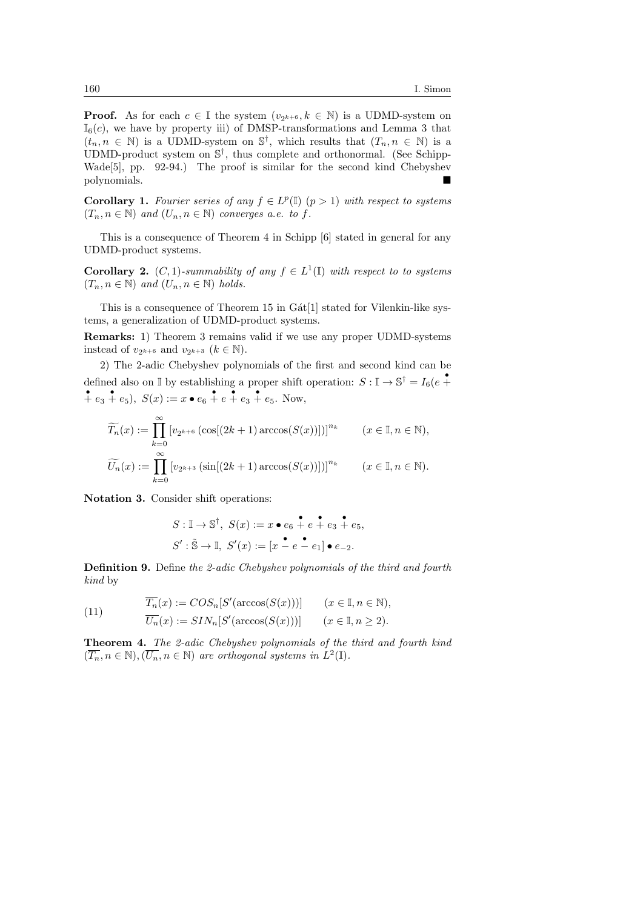**Proof.** As for each $c \in \mathbb{I}$ the system $(v_{2^{k+6}}, k \in \mathbb{N})$ is a UDMD-system on $\mathbb{I}_6(c)$, we have by property iii) of DMSP-transformations and Lemma 3 that $(t_n, n \in \mathbb{N})$ is a UDMD-system on $\mathbb{S}^\dagger$, which results that $(T_n, n \in \mathbb{N})$ is a UDMD-product system on $\mathbb{S}^\dagger$, thus complete and orthonormal. (See Schipp-Wade[5], pp. 92-94.) The proof is similar for the second kind Chebyshev polynomials. ■

**Corollary 1.** *Fourier series of any $f \in L^p(\mathbb{I})$ $(p > 1)$ with respect to systems $(T_n, n \in \mathbb{N})$ and $(U_n, n \in \mathbb{N})$ converges a.e. to $f$.*

This is a consequence of Theorem 4 in Schipp [6] stated in general for any UDMD-product systems.

**Corollary 2.** *$(C, 1)$-summability of any $f \in L^1(\mathbb{I})$ with respect to to systems $(T_n, n \in \mathbb{N})$ and $(U_n, n \in \mathbb{N})$ holds.*

This is a consequence of Theorem 15 in Gát[1] stated for Vilenkin-like systems, a generalization of UDMD-product systems.

**Remarks:** 1) Theorem 3 remains valid if we use any proper UDMD-systems instead of $v_{2^{k+6}}$ and $v_{2^{k+3}}$ $(k \in \mathbb{N})$.

2) The 2-adic Chebyshev polynomials of the first and second kind can be defined also on $\mathbb{I}$ by establishing a proper shift operation: $S : \mathbb{I} \to \mathbb{S}^\dagger = I_6(e \overset{\bullet}{+} e_3 \overset{\bullet}{+} e_5)$, $S(x) := x \bullet e_6 \overset{\bullet}{+} e \overset{\bullet}{+} e_3 \overset{\bullet}{+} e_5$. Now,

$$\widetilde{T_n}(x) := \prod_{k=0}^{\infty} [v_{2^{k+6}}(\cos[(2k+1)\arccos(S(x))])]^{n_k} \qquad (x \in \mathbb{I}, n \in \mathbb{N}),$$

$$\widetilde{U_n}(x) := \prod_{k=0}^{\infty} [v_{2^{k+3}}(\sin[(2k+1)\arccos(S(x))])]^{n_k} \qquad (x \in \mathbb{I}, n \in \mathbb{N}).$$

**Notation 3.** Consider shift operations:

$$S : \mathbb{I} \to \mathbb{S}^\dagger,\ S(x) := x \bullet e_6 \overset{\bullet}{+} e \overset{\bullet}{+} e_3 \overset{\bullet}{+} e_5,$$
$$S' : \tilde{\mathbb{S}} \to \mathbb{I},\ S'(x) := [x \overset{\bullet}{-} e \overset{\bullet}{-} e_1] \bullet e_{-2}.$$

**Definition 9.** Define *the 2-adic Chebyshev polynomials of the third and fourth kind* by

$$\begin{aligned} \overline{T_n}(x) &:= COS_n[S'(\arccos(S(x)))] \qquad (x \in \mathbb{I}, n \in \mathbb{N}), \\ \overline{U_n}(x) &:= SIN_n[S'(\arccos(S(x)))] \qquad (x \in \mathbb{I}, n \geq 2). \end{aligned} \tag{11}$$

**Theorem 4.** *The 2-adic Chebyshev polynomials of the third and fourth kind $(\overline{T_n}, n \in \mathbb{N}), (\overline{U_n}, n \in \mathbb{N})$ are orthogonal systems in $L^2(\mathbb{I})$.*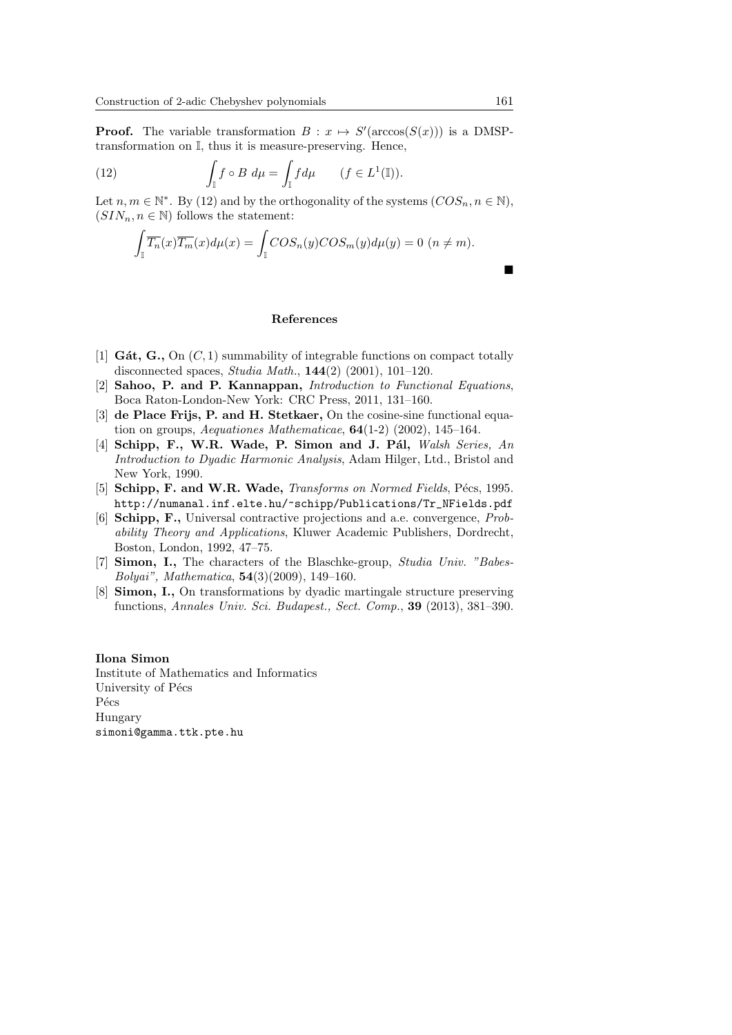**Proof.** The variable transformation $B : x \mapsto S'(\arccos(S(x)))$ is a DMSP-transformation on $\mathbb{I}$, thus it is measure-preserving. Hence,

$$\int_{\mathbb{I}} f \circ B \; d\mu = \int_{\mathbb{I}} f d\mu \qquad (f \in L^1(\mathbb{I})). \tag{12}$$

Let $n, m \in \mathbb{N}^*$. By (12) and by the orthogonality of the systems $(COS_n, n \in \mathbb{N})$, $(SIN_n, n \in \mathbb{N})$ follows the statement:

$$\int_{\mathbb{I}} \overline{T_n}(x)\overline{T_m}(x) d\mu(x) = \int_{\mathbb{I}} COS_n(y) COS_m(y) d\mu(y) = 0 \;(n \neq m).$$

■

## References

[1] **Gát, G.,** On $(C, 1)$ summability of integrable functions on compact totally disconnected spaces, *Studia Math.*, **144**(2) (2001), 101–120.

[2] **Sahoo, P. and P. Kannappan,** *Introduction to Functional Equations*, Boca Raton-London-New York: CRC Press, 2011, 131–160.

[3] **de Place Frijs, P. and H. Stetkaer,** On the cosine-sine functional equation on groups, *Aequationes Mathematicae*, **64**(1-2) (2002), 145–164.

[4] **Schipp, F., W.R. Wade, P. Simon and J. Pál,** *Walsh Series, An Introduction to Dyadic Harmonic Analysis*, Adam Hilger, Ltd., Bristol and New York, 1990.

[5] **Schipp, F. and W.R. Wade,** *Transforms on Normed Fields*, Pécs, 1995. http://numanal.inf.elte.hu/~schipp/Publications/Tr_NFields.pdf

[6] **Schipp, F.,** Universal contractive projections and a.e. convergence, *Probability Theory and Applications*, Kluwer Academic Publishers, Dordrecht, Boston, London, 1992, 47–75.

[7] **Simon, I.,** The characters of the Blaschke-group, *Studia Univ. "Babes-Bolyai", Mathematica*, **54**(3)(2009), 149–160.

[8] **Simon, I.,** On transformations by dyadic martingale structure preserving functions, *Annales Univ. Sci. Budapest., Sect. Comp.*, **39** (2013), 381–390.

**Ilona Simon**
Institute of Mathematics and Informatics
University of Pécs
Pécs
Hungary
simoni@gamma.ttk.pte.hu